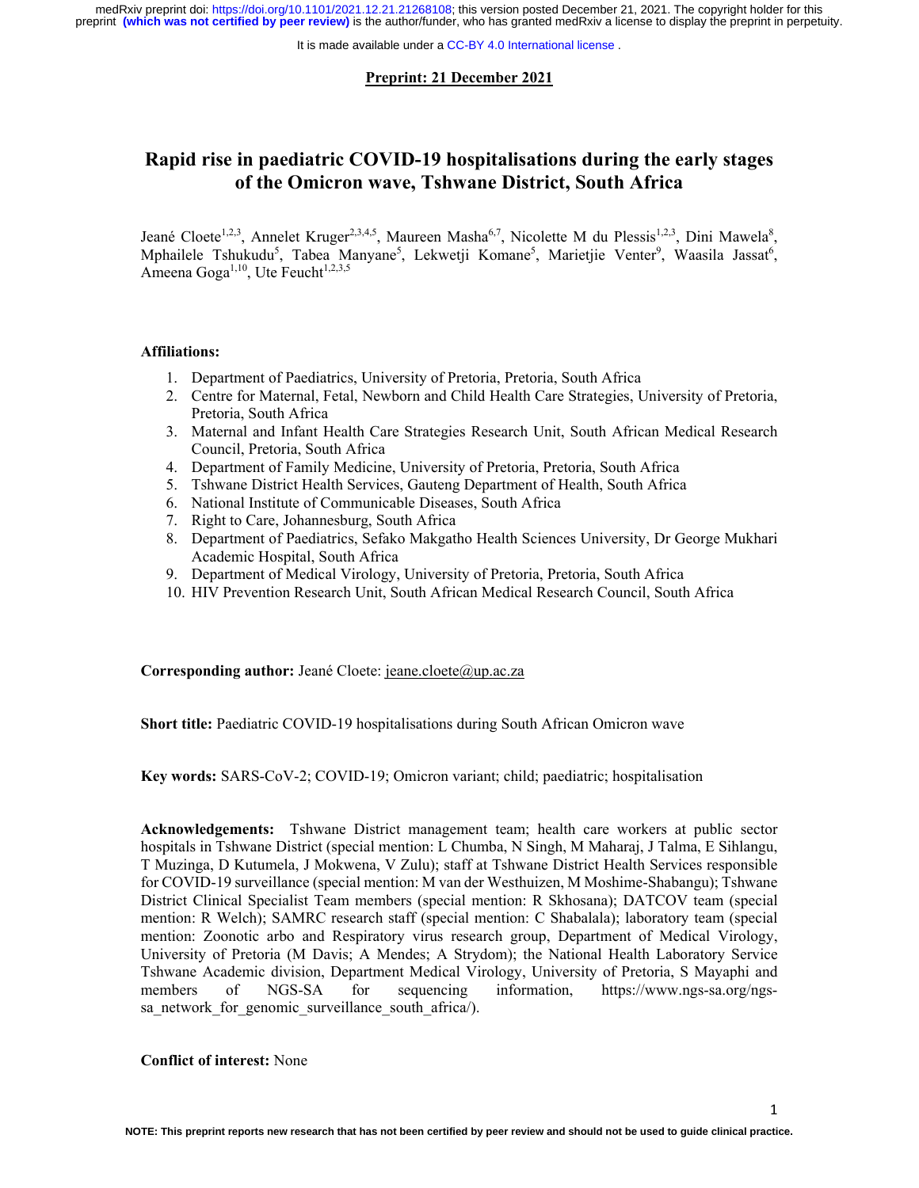**Preprint: 21 December 2021**

# Rapid rise in paediatric COVID-19 hospitalisations during the early stages of the Omicron wave, Tshwane District, South Africa

Jeané Cloete[1,2,3], Annelet Kruger[2,3,4,5], Maureen Masha[6,7], Nicolette M du Plessis[1,2,3], Dini Mawela[8], Mphailele Tshukudu[5], Tabea Manyane[5], Lekwetji Komane[5], Marietjie Venter[9], Waasila Jassat[6], Ameena Goga[1,10], Ute Feucht[1,2,3,5]

**Affiliations:**

1. Department of Paediatrics, University of Pretoria, Pretoria, South Africa
2. Centre for Maternal, Fetal, Newborn and Child Health Care Strategies, University of Pretoria, Pretoria, South Africa
3. Maternal and Infant Health Care Strategies Research Unit, South African Medical Research Council, Pretoria, South Africa
4. Department of Family Medicine, University of Pretoria, Pretoria, South Africa
5. Tshwane District Health Services, Gauteng Department of Health, South Africa
6. National Institute of Communicable Diseases, South Africa
7. Right to Care, Johannesburg, South Africa
8. Department of Paediatrics, Sefako Makgatho Health Sciences University, Dr George Mukhari Academic Hospital, South Africa
9. Department of Medical Virology, University of Pretoria, Pretoria, South Africa
10. HIV Prevention Research Unit, South African Medical Research Council, South Africa

**Corresponding author:** Jeané Cloete: jeane.cloete@up.ac.za

**Short title:** Paediatric COVID-19 hospitalisations during South African Omicron wave

**Key words:** SARS-CoV-2; COVID-19; Omicron variant; child; paediatric; hospitalisation

**Acknowledgements:** Tshwane District management team; health care workers at public sector hospitals in Tshwane District (special mention: L Chumba, N Singh, M Maharaj, J Talma, E Sihlangu, T Muzinga, D Kutumela, J Mokwena, V Zulu); staff at Tshwane District Health Services responsible for COVID-19 surveillance (special mention: M van der Westhuizen, M Moshime-Shabangu); Tshwane District Clinical Specialist Team members (special mention: R Skhosana); DATCOV team (special mention: R Welch); SAMRC research staff (special mention: C Shabalala); laboratory team (special mention: Zoonotic arbo and Respiratory virus research group, Department of Medical Virology, University of Pretoria (M Davis; A Mendes; A Strydom); the National Health Laboratory Service Tshwane Academic division, Department Medical Virology, University of Pretoria, S Mayaphi and members of NGS-SA for sequencing information, https://www.ngs-sa.org/ngs-sa_network_for_genomic_surveillance_south_africa/).

**Conflict of interest:** None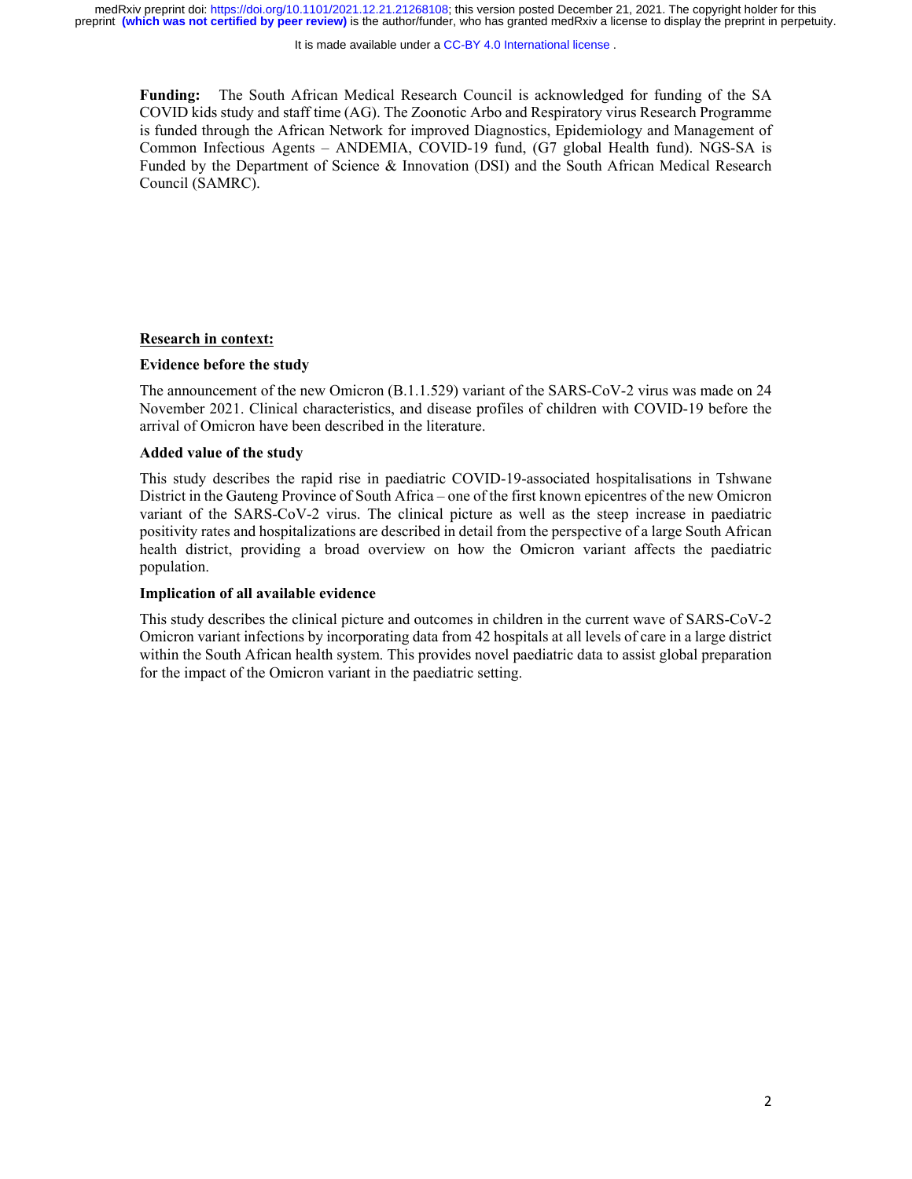**Funding:** The South African Medical Research Council is acknowledged for funding of the SA COVID kids study and staff time (AG). The Zoonotic Arbo and Respiratory virus Research Programme is funded through the African Network for improved Diagnostics, Epidemiology and Management of Common Infectious Agents – ANDEMIA, COVID-19 fund, (G7 global Health fund). NGS-SA is Funded by the Department of Science & Innovation (DSI) and the South African Medical Research Council (SAMRC).

## Research in context:

### Evidence before the study

The announcement of the new Omicron (B.1.1.529) variant of the SARS-CoV-2 virus was made on 24 November 2021. Clinical characteristics, and disease profiles of children with COVID-19 before the arrival of Omicron have been described in the literature.

### Added value of the study

This study describes the rapid rise in paediatric COVID-19-associated hospitalisations in Tshwane District in the Gauteng Province of South Africa – one of the first known epicentres of the new Omicron variant of the SARS-CoV-2 virus. The clinical picture as well as the steep increase in paediatric positivity rates and hospitalizations are described in detail from the perspective of a large South African health district, providing a broad overview on how the Omicron variant affects the paediatric population.

### Implication of all available evidence

This study describes the clinical picture and outcomes in children in the current wave of SARS-CoV-2 Omicron variant infections by incorporating data from 42 hospitals at all levels of care in a large district within the South African health system. This provides novel paediatric data to assist global preparation for the impact of the Omicron variant in the paediatric setting.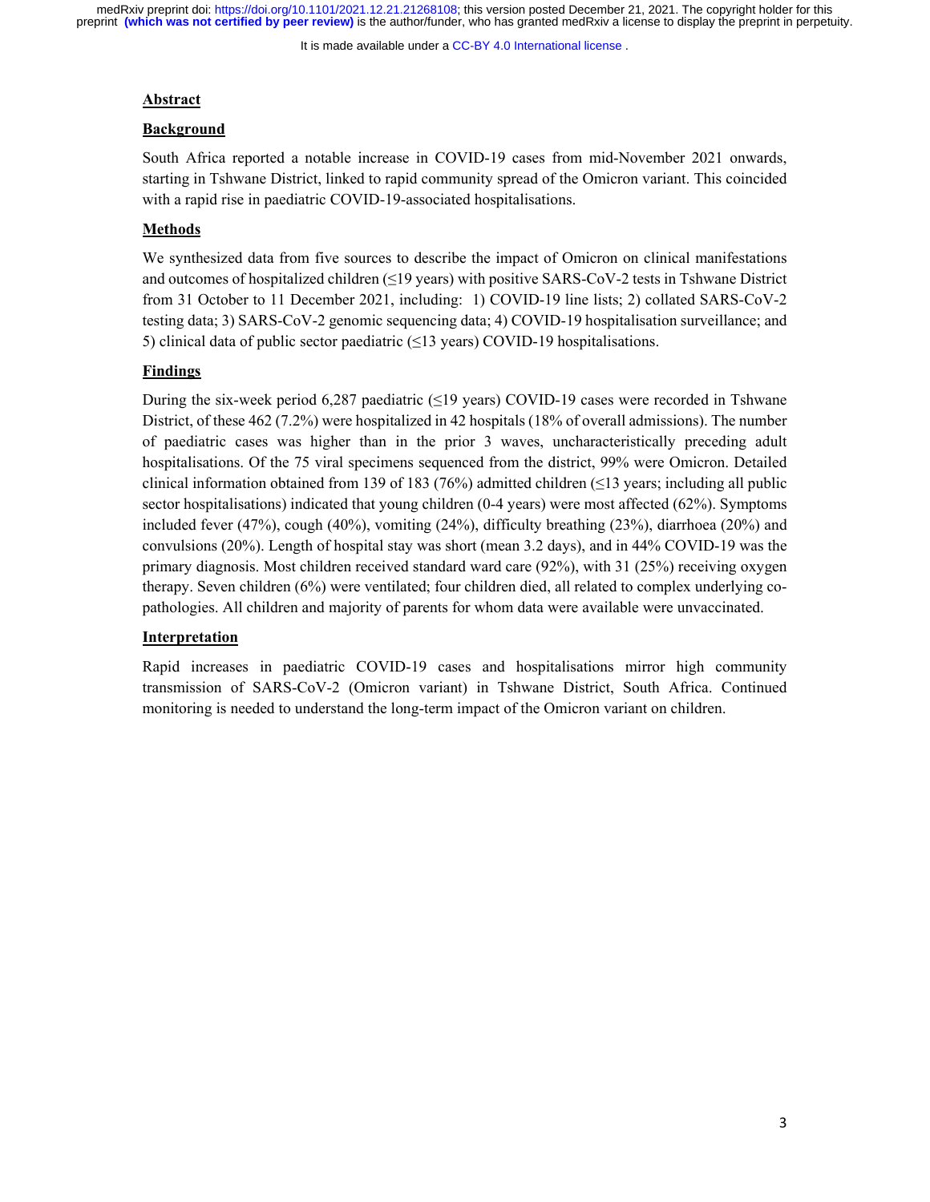## Abstract

### Background

South Africa reported a notable increase in COVID-19 cases from mid-November 2021 onwards, starting in Tshwane District, linked to rapid community spread of the Omicron variant. This coincided with a rapid rise in paediatric COVID-19-associated hospitalisations.

### Methods

We synthesized data from five sources to describe the impact of Omicron on clinical manifestations and outcomes of hospitalized children (≤19 years) with positive SARS-CoV-2 tests in Tshwane District from 31 October to 11 December 2021, including: 1) COVID-19 line lists; 2) collated SARS-CoV-2 testing data; 3) SARS-CoV-2 genomic sequencing data; 4) COVID-19 hospitalisation surveillance; and 5) clinical data of public sector paediatric (≤13 years) COVID-19 hospitalisations.

### Findings

During the six-week period 6,287 paediatric (≤19 years) COVID-19 cases were recorded in Tshwane District, of these 462 (7.2%) were hospitalized in 42 hospitals (18% of overall admissions). The number of paediatric cases was higher than in the prior 3 waves, uncharacteristically preceding adult hospitalisations. Of the 75 viral specimens sequenced from the district, 99% were Omicron. Detailed clinical information obtained from 139 of 183 (76%) admitted children (≤13 years; including all public sector hospitalisations) indicated that young children (0-4 years) were most affected (62%). Symptoms included fever (47%), cough (40%), vomiting (24%), difficulty breathing (23%), diarrhoea (20%) and convulsions (20%). Length of hospital stay was short (mean 3.2 days), and in 44% COVID-19 was the primary diagnosis. Most children received standard ward care (92%), with 31 (25%) receiving oxygen therapy. Seven children (6%) were ventilated; four children died, all related to complex underlying co-pathologies. All children and majority of parents for whom data were available were unvaccinated.

### Interpretation

Rapid increases in paediatric COVID-19 cases and hospitalisations mirror high community transmission of SARS-CoV-2 (Omicron variant) in Tshwane District, South Africa. Continued monitoring is needed to understand the long-term impact of the Omicron variant on children.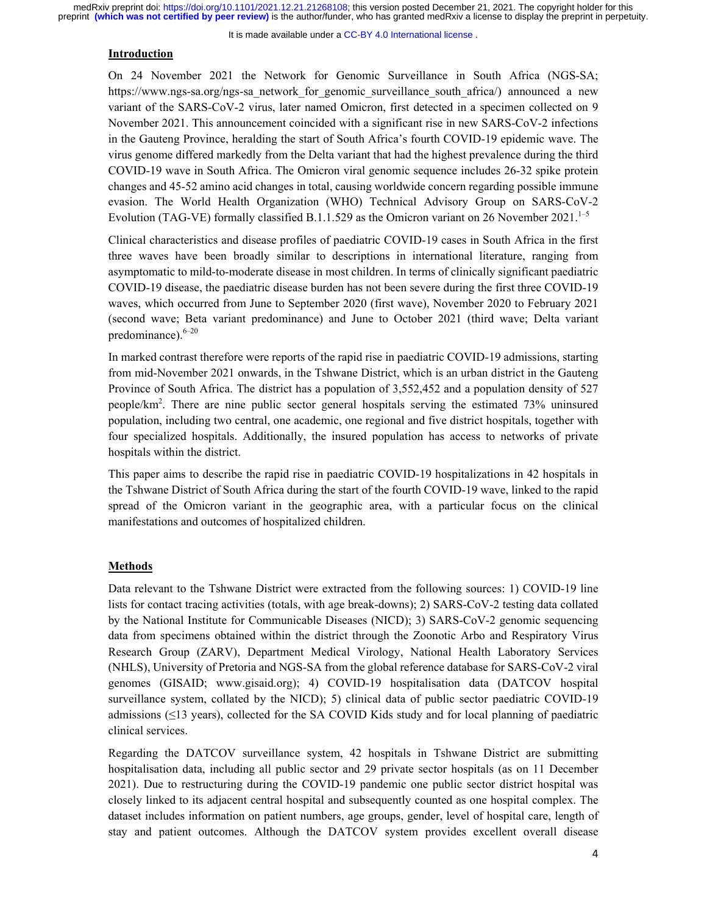## Introduction

On 24 November 2021 the Network for Genomic Surveillance in South Africa (NGS-SA; https://www.ngs-sa.org/ngs-sa_network_for_genomic_surveillance_south_africa/) announced a new variant of the SARS-CoV-2 virus, later named Omicron, first detected in a specimen collected on 9 November 2021. This announcement coincided with a significant rise in new SARS-CoV-2 infections in the Gauteng Province, heralding the start of South Africa's fourth COVID-19 epidemic wave. The virus genome differed markedly from the Delta variant that had the highest prevalence during the third COVID-19 wave in South Africa. The Omicron viral genomic sequence includes 26-32 spike protein changes and 45-52 amino acid changes in total, causing worldwide concern regarding possible immune evasion. The World Health Organization (WHO) Technical Advisory Group on SARS-CoV-2 Evolution (TAG-VE) formally classified B.1.1.529 as the Omicron variant on 26 November 2021.[1–5]

Clinical characteristics and disease profiles of paediatric COVID-19 cases in South Africa in the first three waves have been broadly similar to descriptions in international literature, ranging from asymptomatic to mild-to-moderate disease in most children. In terms of clinically significant paediatric COVID-19 disease, the paediatric disease burden has not been severe during the first three COVID-19 waves, which occurred from June to September 2020 (first wave), November 2020 to February 2021 (second wave; Beta variant predominance) and June to October 2021 (third wave; Delta variant predominance).[6–20]

In marked contrast therefore were reports of the rapid rise in paediatric COVID-19 admissions, starting from mid-November 2021 onwards, in the Tshwane District, which is an urban district in the Gauteng Province of South Africa. The district has a population of 3,552,452 and a population density of 527 people/km$^2$. There are nine public sector general hospitals serving the estimated 73% uninsured population, including two central, one academic, one regional and five district hospitals, together with four specialized hospitals. Additionally, the insured population has access to networks of private hospitals within the district.

This paper aims to describe the rapid rise in paediatric COVID-19 hospitalizations in 42 hospitals in the Tshwane District of South Africa during the start of the fourth COVID-19 wave, linked to the rapid spread of the Omicron variant in the geographic area, with a particular focus on the clinical manifestations and outcomes of hospitalized children.

## Methods

Data relevant to the Tshwane District were extracted from the following sources: 1) COVID-19 line lists for contact tracing activities (totals, with age break-downs); 2) SARS-CoV-2 testing data collated by the National Institute for Communicable Diseases (NICD); 3) SARS-CoV-2 genomic sequencing data from specimens obtained within the district through the Zoonotic Arbo and Respiratory Virus Research Group (ZARV), Department Medical Virology, National Health Laboratory Services (NHLS), University of Pretoria and NGS-SA from the global reference database for SARS-CoV-2 viral genomes (GISAID; www.gisaid.org); 4) COVID-19 hospitalisation data (DATCOV hospital surveillance system, collated by the NICD); 5) clinical data of public sector paediatric COVID-19 admissions (≤13 years), collected for the SA COVID Kids study and for local planning of paediatric clinical services.

Regarding the DATCOV surveillance system, 42 hospitals in Tshwane District are submitting hospitalisation data, including all public sector and 29 private sector hospitals (as on 11 December 2021). Due to restructuring during the COVID-19 pandemic one public sector district hospital was closely linked to its adjacent central hospital and subsequently counted as one hospital complex. The dataset includes information on patient numbers, age groups, gender, level of hospital care, length of stay and patient outcomes. Although the DATCOV system provides excellent overall disease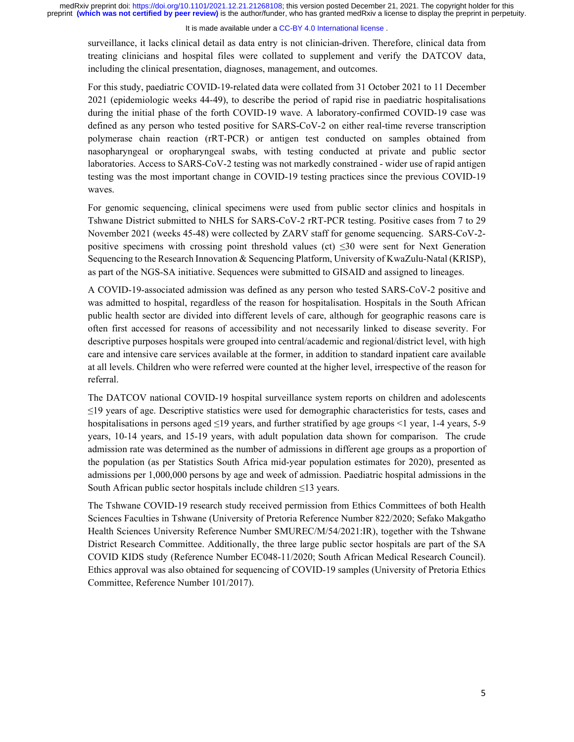surveillance, it lacks clinical detail as data entry is not clinician-driven. Therefore, clinical data from treating clinicians and hospital files were collated to supplement and verify the DATCOV data, including the clinical presentation, diagnoses, management, and outcomes.

For this study, paediatric COVID-19-related data were collated from 31 October 2021 to 11 December 2021 (epidemiologic weeks 44-49), to describe the period of rapid rise in paediatric hospitalisations during the initial phase of the forth COVID-19 wave. A laboratory-confirmed COVID-19 case was defined as any person who tested positive for SARS-CoV-2 on either real-time reverse transcription polymerase chain reaction (rRT-PCR) or antigen test conducted on samples obtained from nasopharyngeal or oropharyngeal swabs, with testing conducted at private and public sector laboratories. Access to SARS-CoV-2 testing was not markedly constrained - wider use of rapid antigen testing was the most important change in COVID-19 testing practices since the previous COVID-19 waves.

For genomic sequencing, clinical specimens were used from public sector clinics and hospitals in Tshwane District submitted to NHLS for SARS-CoV-2 rRT-PCR testing. Positive cases from 7 to 29 November 2021 (weeks 45-48) were collected by ZARV staff for genome sequencing. SARS-CoV-2-positive specimens with crossing point threshold values (ct) ≤30 were sent for Next Generation Sequencing to the Research Innovation & Sequencing Platform, University of KwaZulu-Natal (KRISP), as part of the NGS-SA initiative. Sequences were submitted to GISAID and assigned to lineages.

A COVID-19-associated admission was defined as any person who tested SARS-CoV-2 positive and was admitted to hospital, regardless of the reason for hospitalisation. Hospitals in the South African public health sector are divided into different levels of care, although for geographic reasons care is often first accessed for reasons of accessibility and not necessarily linked to disease severity. For descriptive purposes hospitals were grouped into central/academic and regional/district level, with high care and intensive care services available at the former, in addition to standard inpatient care available at all levels. Children who were referred were counted at the higher level, irrespective of the reason for referral.

The DATCOV national COVID-19 hospital surveillance system reports on children and adolescents ≤19 years of age. Descriptive statistics were used for demographic characteristics for tests, cases and hospitalisations in persons aged ≤19 years, and further stratified by age groups <1 year, 1-4 years, 5-9 years, 10-14 years, and 15-19 years, with adult population data shown for comparison. The crude admission rate was determined as the number of admissions in different age groups as a proportion of the population (as per Statistics South Africa mid-year population estimates for 2020), presented as admissions per 1,000,000 persons by age and week of admission. Paediatric hospital admissions in the South African public sector hospitals include children ≤13 years.

The Tshwane COVID-19 research study received permission from Ethics Committees of both Health Sciences Faculties in Tshwane (University of Pretoria Reference Number 822/2020; Sefako Makgatho Health Sciences University Reference Number SMUREC/M/54/2021:IR), together with the Tshwane District Research Committee. Additionally, the three large public sector hospitals are part of the SA COVID KIDS study (Reference Number EC048-11/2020; South African Medical Research Council). Ethics approval was also obtained for sequencing of COVID-19 samples (University of Pretoria Ethics Committee, Reference Number 101/2017).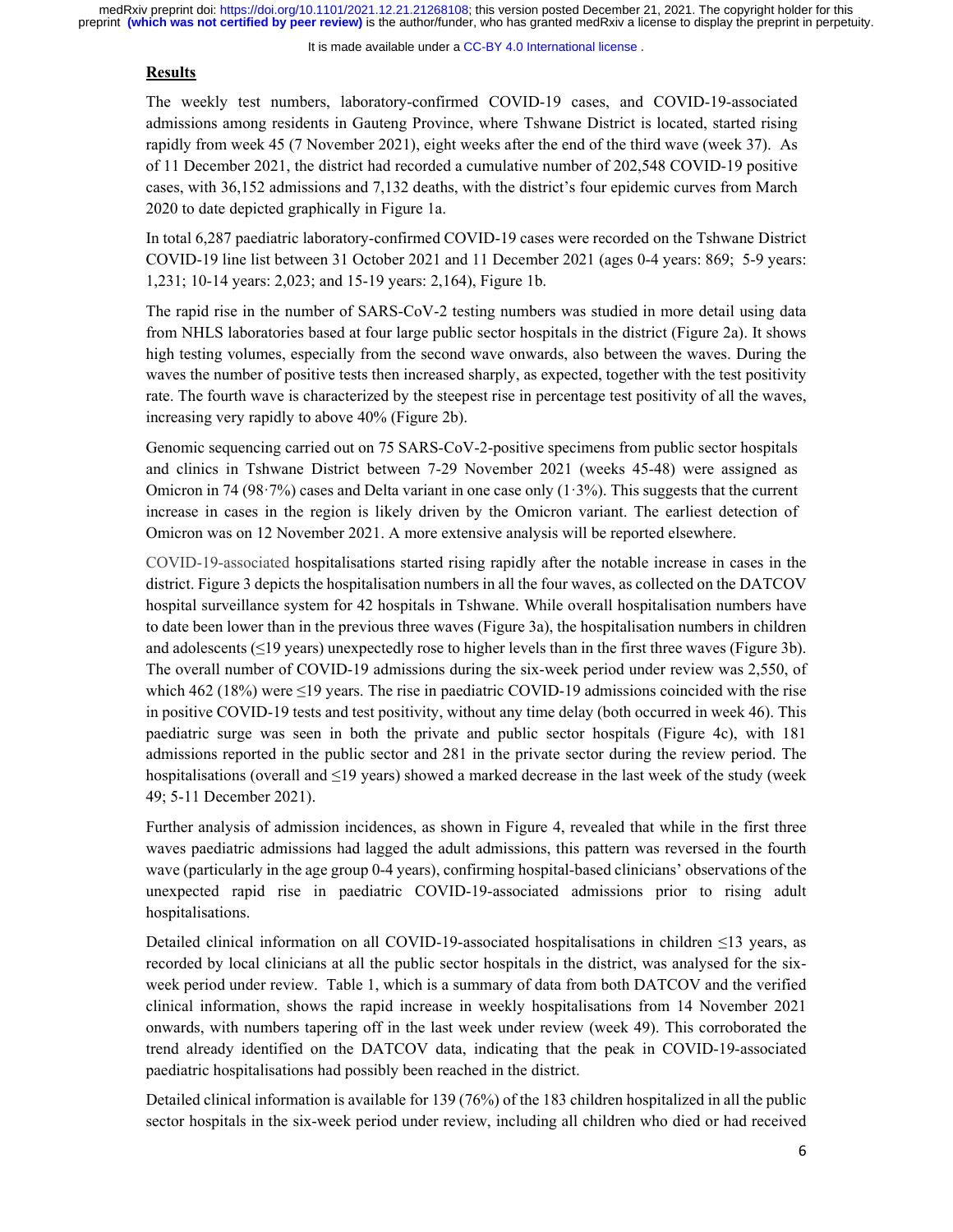## Results

The weekly test numbers, laboratory-confirmed COVID-19 cases, and COVID-19-associated admissions among residents in Gauteng Province, where Tshwane District is located, started rising rapidly from week 45 (7 November 2021), eight weeks after the end of the third wave (week 37). As of 11 December 2021, the district had recorded a cumulative number of 202,548 COVID-19 positive cases, with 36,152 admissions and 7,132 deaths, with the district's four epidemic curves from March 2020 to date depicted graphically in Figure 1a.

In total 6,287 paediatric laboratory-confirmed COVID-19 cases were recorded on the Tshwane District COVID-19 line list between 31 October 2021 and 11 December 2021 (ages 0-4 years: 869; 5-9 years: 1,231; 10-14 years: 2,023; and 15-19 years: 2,164), Figure 1b.

The rapid rise in the number of SARS-CoV-2 testing numbers was studied in more detail using data from NHLS laboratories based at four large public sector hospitals in the district (Figure 2a). It shows high testing volumes, especially from the second wave onwards, also between the waves. During the waves the number of positive tests then increased sharply, as expected, together with the test positivity rate. The fourth wave is characterized by the steepest rise in percentage test positivity of all the waves, increasing very rapidly to above 40% (Figure 2b).

Genomic sequencing carried out on 75 SARS-CoV-2-positive specimens from public sector hospitals and clinics in Tshwane District between 7-29 November 2021 (weeks 45-48) were assigned as Omicron in 74 (98·7%) cases and Delta variant in one case only (1·3%). This suggests that the current increase in cases in the region is likely driven by the Omicron variant. The earliest detection of Omicron was on 12 November 2021. A more extensive analysis will be reported elsewhere.

COVID-19-associated hospitalisations started rising rapidly after the notable increase in cases in the district. Figure 3 depicts the hospitalisation numbers in all the four waves, as collected on the DATCOV hospital surveillance system for 42 hospitals in Tshwane. While overall hospitalisation numbers have to date been lower than in the previous three waves (Figure 3a), the hospitalisation numbers in children and adolescents (≤19 years) unexpectedly rose to higher levels than in the first three waves (Figure 3b). The overall number of COVID-19 admissions during the six-week period under review was 2,550, of which 462 (18%) were ≤19 years. The rise in paediatric COVID-19 admissions coincided with the rise in positive COVID-19 tests and test positivity, without any time delay (both occurred in week 46). This paediatric surge was seen in both the private and public sector hospitals (Figure 4c), with 181 admissions reported in the public sector and 281 in the private sector during the review period. The hospitalisations (overall and ≤19 years) showed a marked decrease in the last week of the study (week 49; 5-11 December 2021).

Further analysis of admission incidences, as shown in Figure 4, revealed that while in the first three waves paediatric admissions had lagged the adult admissions, this pattern was reversed in the fourth wave (particularly in the age group 0-4 years), confirming hospital-based clinicians' observations of the unexpected rapid rise in paediatric COVID-19-associated admissions prior to rising adult hospitalisations.

Detailed clinical information on all COVID-19-associated hospitalisations in children ≤13 years, as recorded by local clinicians at all the public sector hospitals in the district, was analysed for the six-week period under review. Table 1, which is a summary of data from both DATCOV and the verified clinical information, shows the rapid increase in weekly hospitalisations from 14 November 2021 onwards, with numbers tapering off in the last week under review (week 49). This corroborated the trend already identified on the DATCOV data, indicating that the peak in COVID-19-associated paediatric hospitalisations had possibly been reached in the district.

Detailed clinical information is available for 139 (76%) of the 183 children hospitalized in all the public sector hospitals in the six-week period under review, including all children who died or had received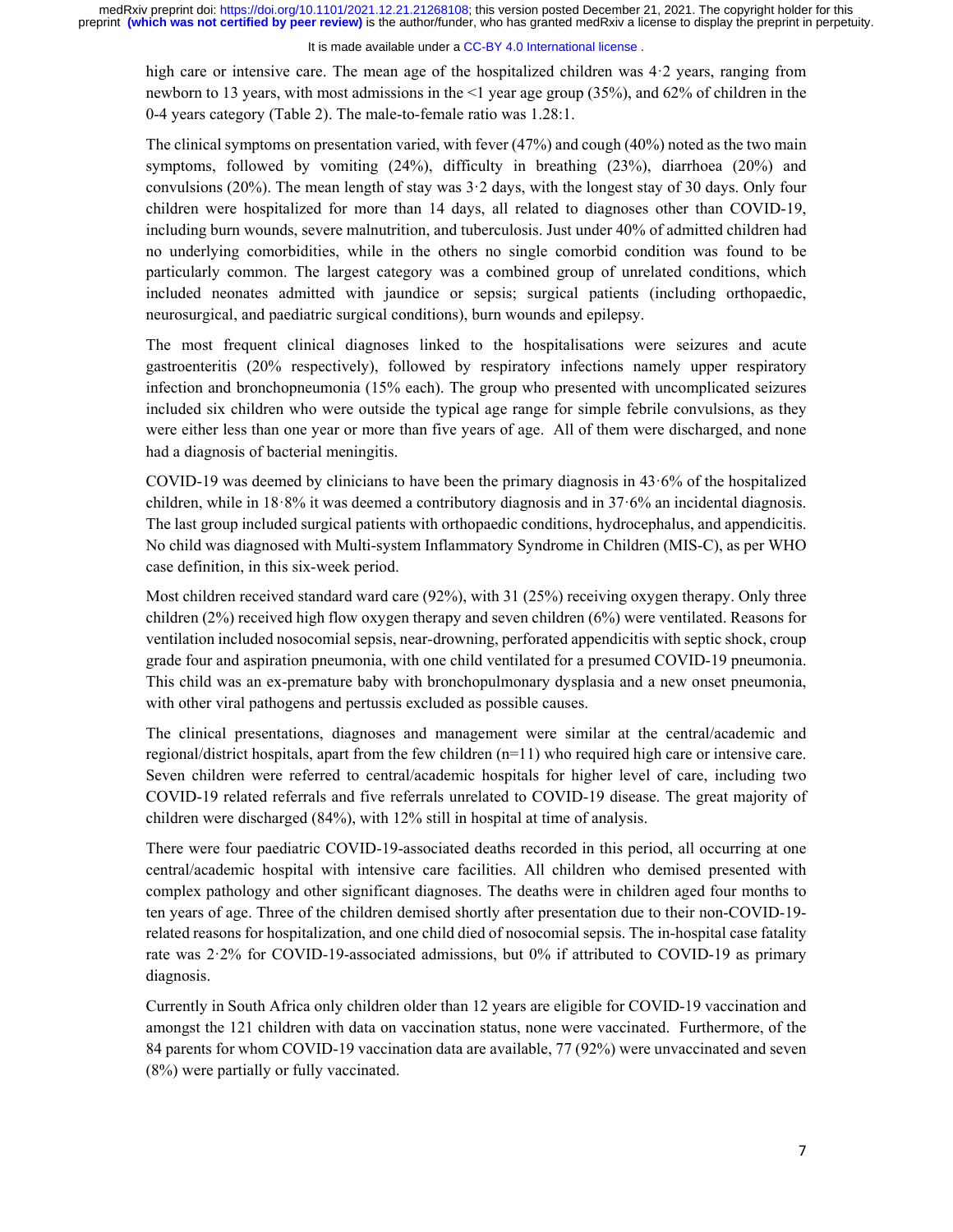high care or intensive care. The mean age of the hospitalized children was 4·2 years, ranging from newborn to 13 years, with most admissions in the <1 year age group (35%), and 62% of children in the 0-4 years category (Table 2). The male-to-female ratio was 1.28:1.

The clinical symptoms on presentation varied, with fever (47%) and cough (40%) noted as the two main symptoms, followed by vomiting (24%), difficulty in breathing (23%), diarrhoea (20%) and convulsions (20%). The mean length of stay was 3·2 days, with the longest stay of 30 days. Only four children were hospitalized for more than 14 days, all related to diagnoses other than COVID-19, including burn wounds, severe malnutrition, and tuberculosis. Just under 40% of admitted children had no underlying comorbidities, while in the others no single comorbid condition was found to be particularly common. The largest category was a combined group of unrelated conditions, which included neonates admitted with jaundice or sepsis; surgical patients (including orthopaedic, neurosurgical, and paediatric surgical conditions), burn wounds and epilepsy.

The most frequent clinical diagnoses linked to the hospitalisations were seizures and acute gastroenteritis (20% respectively), followed by respiratory infections namely upper respiratory infection and bronchopneumonia (15% each). The group who presented with uncomplicated seizures included six children who were outside the typical age range for simple febrile convulsions, as they were either less than one year or more than five years of age. All of them were discharged, and none had a diagnosis of bacterial meningitis.

COVID-19 was deemed by clinicians to have been the primary diagnosis in 43·6% of the hospitalized children, while in 18·8% it was deemed a contributory diagnosis and in 37·6% an incidental diagnosis. The last group included surgical patients with orthopaedic conditions, hydrocephalus, and appendicitis. No child was diagnosed with Multi-system Inflammatory Syndrome in Children (MIS-C), as per WHO case definition, in this six-week period.

Most children received standard ward care (92%), with 31 (25%) receiving oxygen therapy. Only three children (2%) received high flow oxygen therapy and seven children (6%) were ventilated. Reasons for ventilation included nosocomial sepsis, near-drowning, perforated appendicitis with septic shock, croup grade four and aspiration pneumonia, with one child ventilated for a presumed COVID-19 pneumonia. This child was an ex-premature baby with bronchopulmonary dysplasia and a new onset pneumonia, with other viral pathogens and pertussis excluded as possible causes.

The clinical presentations, diagnoses and management were similar at the central/academic and regional/district hospitals, apart from the few children (n=11) who required high care or intensive care. Seven children were referred to central/academic hospitals for higher level of care, including two COVID-19 related referrals and five referrals unrelated to COVID-19 disease. The great majority of children were discharged (84%), with 12% still in hospital at time of analysis.

There were four paediatric COVID-19-associated deaths recorded in this period, all occurring at one central/academic hospital with intensive care facilities. All children who demised presented with complex pathology and other significant diagnoses. The deaths were in children aged four months to ten years of age. Three of the children demised shortly after presentation due to their non-COVID-19-related reasons for hospitalization, and one child died of nosocomial sepsis. The in-hospital case fatality rate was 2·2% for COVID-19-associated admissions, but 0% if attributed to COVID-19 as primary diagnosis.

Currently in South Africa only children older than 12 years are eligible for COVID-19 vaccination and amongst the 121 children with data on vaccination status, none were vaccinated. Furthermore, of the 84 parents for whom COVID-19 vaccination data are available, 77 (92%) were unvaccinated and seven (8%) were partially or fully vaccinated.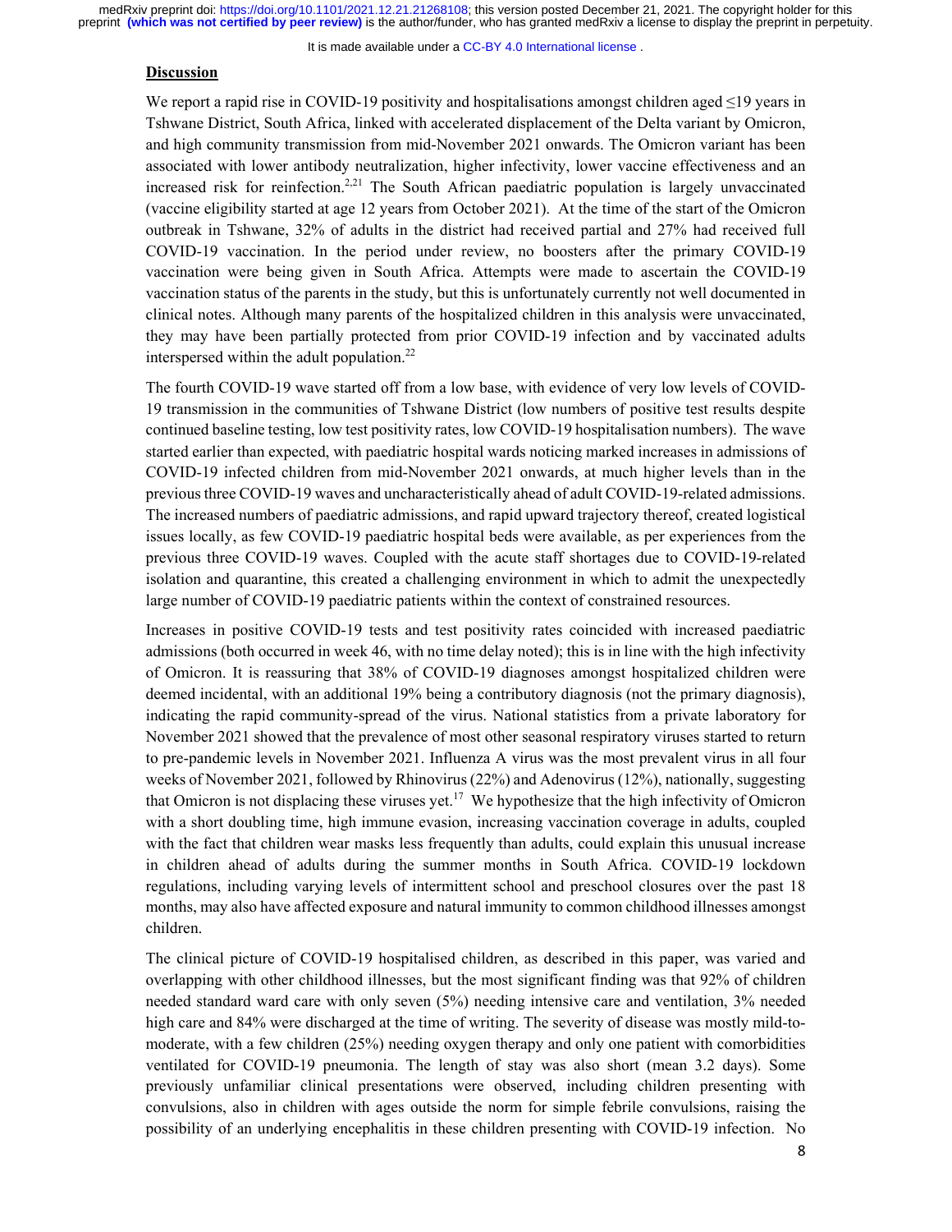## Discussion

We report a rapid rise in COVID-19 positivity and hospitalisations amongst children aged ≤19 years in Tshwane District, South Africa, linked with accelerated displacement of the Delta variant by Omicron, and high community transmission from mid-November 2021 onwards. The Omicron variant has been associated with lower antibody neutralization, higher infectivity, lower vaccine effectiveness and an increased risk for reinfection.[2,21] The South African paediatric population is largely unvaccinated (vaccine eligibility started at age 12 years from October 2021). At the time of the start of the Omicron outbreak in Tshwane, 32% of adults in the district had received partial and 27% had received full COVID-19 vaccination. In the period under review, no boosters after the primary COVID-19 vaccination were being given in South Africa. Attempts were made to ascertain the COVID-19 vaccination status of the parents in the study, but this is unfortunately currently not well documented in clinical notes. Although many parents of the hospitalized children in this analysis were unvaccinated, they may have been partially protected from prior COVID-19 infection and by vaccinated adults interspersed within the adult population.[22]

The fourth COVID-19 wave started off from a low base, with evidence of very low levels of COVID-19 transmission in the communities of Tshwane District (low numbers of positive test results despite continued baseline testing, low test positivity rates, low COVID-19 hospitalisation numbers). The wave started earlier than expected, with paediatric hospital wards noticing marked increases in admissions of COVID-19 infected children from mid-November 2021 onwards, at much higher levels than in the previous three COVID-19 waves and uncharacteristically ahead of adult COVID-19-related admissions. The increased numbers of paediatric admissions, and rapid upward trajectory thereof, created logistical issues locally, as few COVID-19 paediatric hospital beds were available, as per experiences from the previous three COVID-19 waves. Coupled with the acute staff shortages due to COVID-19-related isolation and quarantine, this created a challenging environment in which to admit the unexpectedly large number of COVID-19 paediatric patients within the context of constrained resources.

Increases in positive COVID-19 tests and test positivity rates coincided with increased paediatric admissions (both occurred in week 46, with no time delay noted); this is in line with the high infectivity of Omicron. It is reassuring that 38% of COVID-19 diagnoses amongst hospitalized children were deemed incidental, with an additional 19% being a contributory diagnosis (not the primary diagnosis), indicating the rapid community-spread of the virus. National statistics from a private laboratory for November 2021 showed that the prevalence of most other seasonal respiratory viruses started to return to pre-pandemic levels in November 2021. Influenza A virus was the most prevalent virus in all four weeks of November 2021, followed by Rhinovirus (22%) and Adenovirus (12%), nationally, suggesting that Omicron is not displacing these viruses yet.[17] We hypothesize that the high infectivity of Omicron with a short doubling time, high immune evasion, increasing vaccination coverage in adults, coupled with the fact that children wear masks less frequently than adults, could explain this unusual increase in children ahead of adults during the summer months in South Africa. COVID-19 lockdown regulations, including varying levels of intermittent school and preschool closures over the past 18 months, may also have affected exposure and natural immunity to common childhood illnesses amongst children.

The clinical picture of COVID-19 hospitalised children, as described in this paper, was varied and overlapping with other childhood illnesses, but the most significant finding was that 92% of children needed standard ward care with only seven (5%) needing intensive care and ventilation, 3% needed high care and 84% were discharged at the time of writing. The severity of disease was mostly mild-to-moderate, with a few children (25%) needing oxygen therapy and only one patient with comorbidities ventilated for COVID-19 pneumonia. The length of stay was also short (mean 3.2 days). Some previously unfamiliar clinical presentations were observed, including children presenting with convulsions, also in children with ages outside the norm for simple febrile convulsions, raising the possibility of an underlying encephalitis in these children presenting with COVID-19 infection. No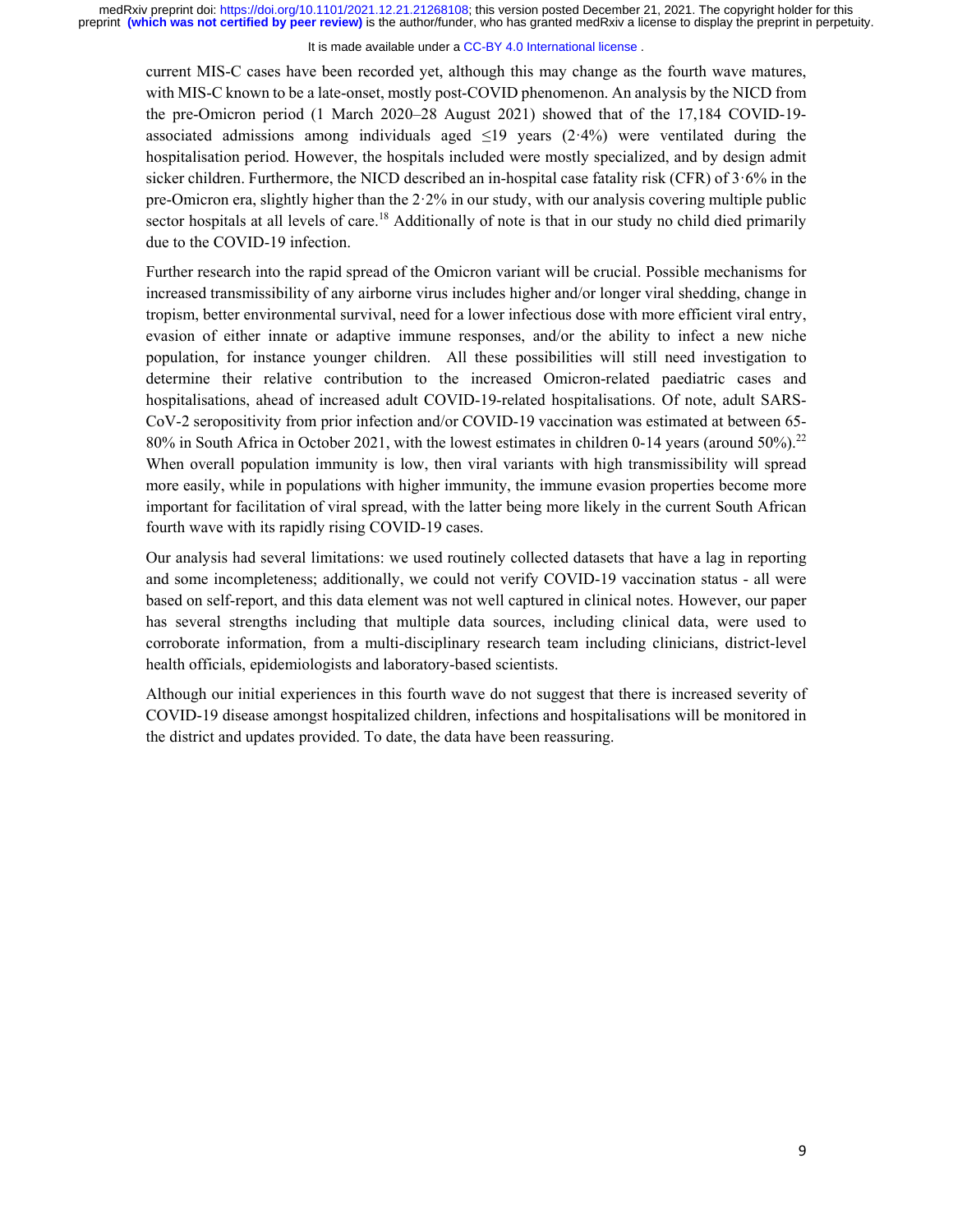current MIS-C cases have been recorded yet, although this may change as the fourth wave matures, with MIS-C known to be a late-onset, mostly post-COVID phenomenon. An analysis by the NICD from the pre-Omicron period (1 March 2020–28 August 2021) showed that of the 17,184 COVID-19-associated admissions among individuals aged ≤19 years (2·4%) were ventilated during the hospitalisation period. However, the hospitals included were mostly specialized, and by design admit sicker children. Furthermore, the NICD described an in-hospital case fatality risk (CFR) of 3·6% in the pre-Omicron era, slightly higher than the 2·2% in our study, with our analysis covering multiple public sector hospitals at all levels of care.[18] Additionally of note is that in our study no child died primarily due to the COVID-19 infection.

Further research into the rapid spread of the Omicron variant will be crucial. Possible mechanisms for increased transmissibility of any airborne virus includes higher and/or longer viral shedding, change in tropism, better environmental survival, need for a lower infectious dose with more efficient viral entry, evasion of either innate or adaptive immune responses, and/or the ability to infect a new niche population, for instance younger children. All these possibilities will still need investigation to determine their relative contribution to the increased Omicron-related paediatric cases and hospitalisations, ahead of increased adult COVID-19-related hospitalisations. Of note, adult SARS-CoV-2 seropositivity from prior infection and/or COVID-19 vaccination was estimated at between 65-80% in South Africa in October 2021, with the lowest estimates in children 0-14 years (around 50%).[22] When overall population immunity is low, then viral variants with high transmissibility will spread more easily, while in populations with higher immunity, the immune evasion properties become more important for facilitation of viral spread, with the latter being more likely in the current South African fourth wave with its rapidly rising COVID-19 cases.

Our analysis had several limitations: we used routinely collected datasets that have a lag in reporting and some incompleteness; additionally, we could not verify COVID-19 vaccination status - all were based on self-report, and this data element was not well captured in clinical notes. However, our paper has several strengths including that multiple data sources, including clinical data, were used to corroborate information, from a multi-disciplinary research team including clinicians, district-level health officials, epidemiologists and laboratory-based scientists.

Although our initial experiences in this fourth wave do not suggest that there is increased severity of COVID-19 disease amongst hospitalized children, infections and hospitalisations will be monitored in the district and updates provided. To date, the data have been reassuring.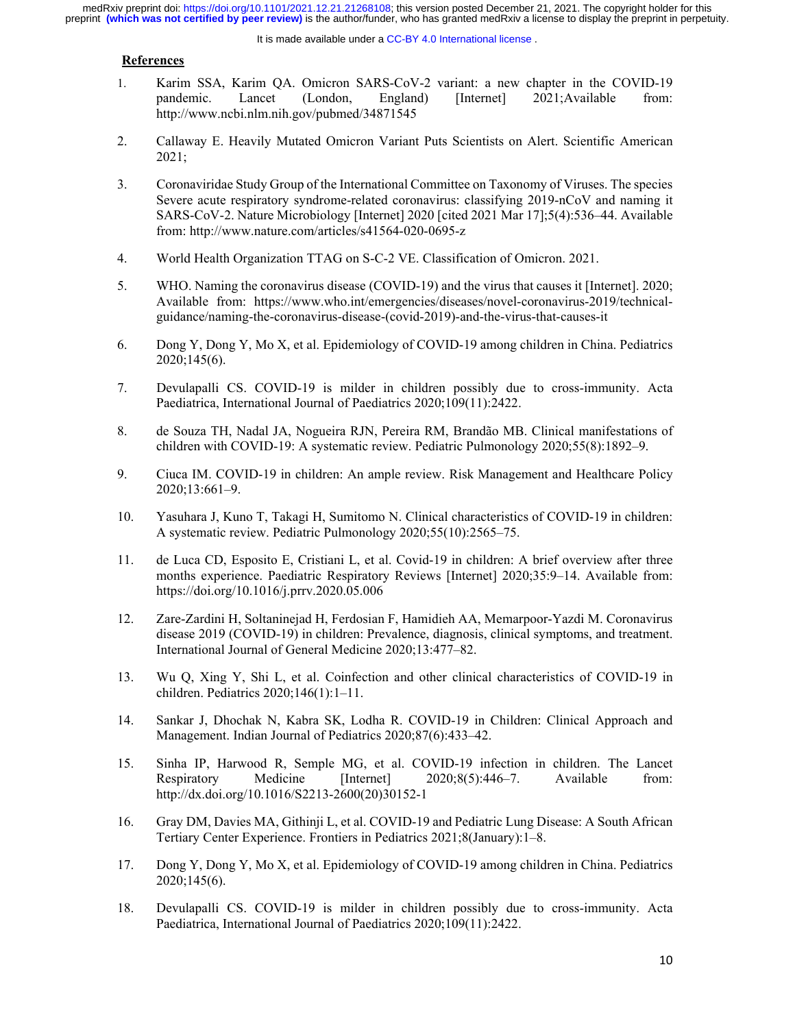## References

1. Karim SSA, Karim QA. Omicron SARS-CoV-2 variant: a new chapter in the COVID-19 pandemic. Lancet (London, England) [Internet] 2021;Available from: http://www.ncbi.nlm.nih.gov/pubmed/34871545

2. Callaway E. Heavily Mutated Omicron Variant Puts Scientists on Alert. Scientific American 2021;

3. Coronaviridae Study Group of the International Committee on Taxonomy of Viruses. The species Severe acute respiratory syndrome-related coronavirus: classifying 2019-nCoV and naming it SARS-CoV-2. Nature Microbiology [Internet] 2020 [cited 2021 Mar 17];5(4):536–44. Available from: http://www.nature.com/articles/s41564-020-0695-z

4. World Health Organization TTAG on S-C-2 VE. Classification of Omicron. 2021.

5. WHO. Naming the coronavirus disease (COVID-19) and the virus that causes it [Internet]. 2020; Available from: https://www.who.int/emergencies/diseases/novel-coronavirus-2019/technical-guidance/naming-the-coronavirus-disease-(covid-2019)-and-the-virus-that-causes-it

6. Dong Y, Dong Y, Mo X, et al. Epidemiology of COVID-19 among children in China. Pediatrics 2020;145(6).

7. Devulapalli CS. COVID-19 is milder in children possibly due to cross-immunity. Acta Paediatrica, International Journal of Paediatrics 2020;109(11):2422.

8. de Souza TH, Nadal JA, Nogueira RJN, Pereira RM, Brandão MB. Clinical manifestations of children with COVID-19: A systematic review. Pediatric Pulmonology 2020;55(8):1892–9.

9. Ciuca IM. COVID-19 in children: An ample review. Risk Management and Healthcare Policy 2020;13:661–9.

10. Yasuhara J, Kuno T, Takagi H, Sumitomo N. Clinical characteristics of COVID-19 in children: A systematic review. Pediatric Pulmonology 2020;55(10):2565–75.

11. de Luca CD, Esposito E, Cristiani L, et al. Covid-19 in children: A brief overview after three months experience. Paediatric Respiratory Reviews [Internet] 2020;35:9–14. Available from: https://doi.org/10.1016/j.prrv.2020.05.006

12. Zare-Zardini H, Soltaninejad H, Ferdosian F, Hamidieh AA, Memarpoor-Yazdi M. Coronavirus disease 2019 (COVID-19) in children: Prevalence, diagnosis, clinical symptoms, and treatment. International Journal of General Medicine 2020;13:477–82.

13. Wu Q, Xing Y, Shi L, et al. Coinfection and other clinical characteristics of COVID-19 in children. Pediatrics 2020;146(1):1–11.

14. Sankar J, Dhochak N, Kabra SK, Lodha R. COVID-19 in Children: Clinical Approach and Management. Indian Journal of Pediatrics 2020;87(6):433–42.

15. Sinha IP, Harwood R, Semple MG, et al. COVID-19 infection in children. The Lancet Respiratory Medicine [Internet] 2020;8(5):446–7. Available from: http://dx.doi.org/10.1016/S2213-2600(20)30152-1

16. Gray DM, Davies MA, Githinji L, et al. COVID-19 and Pediatric Lung Disease: A South African Tertiary Center Experience. Frontiers in Pediatrics 2021;8(January):1–8.

17. Dong Y, Dong Y, Mo X, et al. Epidemiology of COVID-19 among children in China. Pediatrics 2020;145(6).

18. Devulapalli CS. COVID-19 is milder in children possibly due to cross-immunity. Acta Paediatrica, International Journal of Paediatrics 2020;109(11):2422.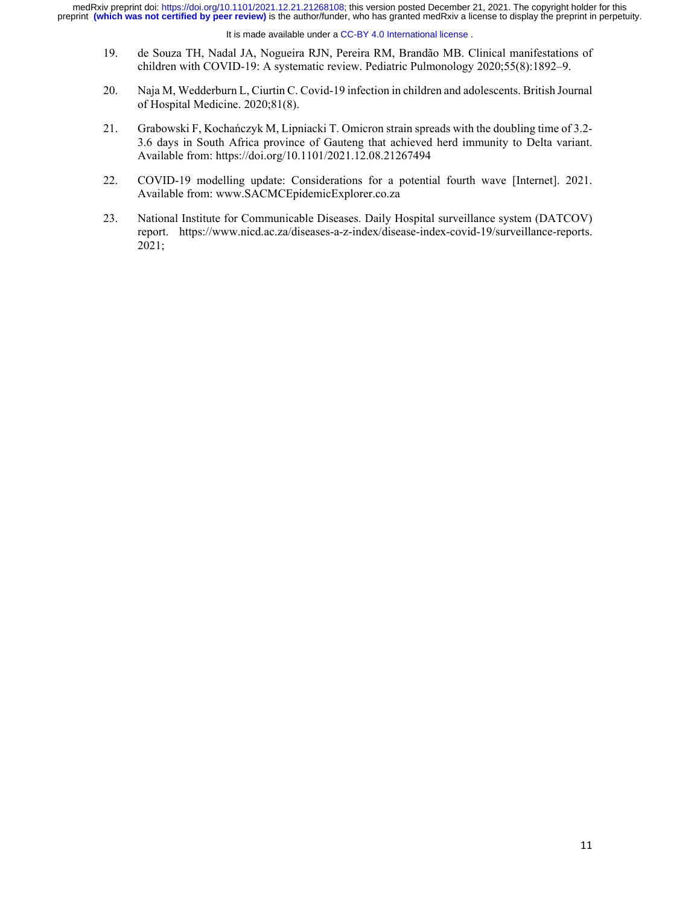19. de Souza TH, Nadal JA, Nogueira RJN, Pereira RM, Brandão MB. Clinical manifestations of children with COVID-19: A systematic review. Pediatric Pulmonology 2020;55(8):1892–9.

20. Naja M, Wedderburn L, Ciurtin C. Covid-19 infection in children and adolescents. British Journal of Hospital Medicine. 2020;81(8).

21. Grabowski F, Kochańczyk M, Lipniacki T. Omicron strain spreads with the doubling time of 3.2-3.6 days in South Africa province of Gauteng that achieved herd immunity to Delta variant. Available from: https://doi.org/10.1101/2021.12.08.21267494

22. COVID-19 modelling update: Considerations for a potential fourth wave [Internet]. 2021. Available from: www.SACMCEpidemicExplorer.co.za

23. National Institute for Communicable Diseases. Daily Hospital surveillance system (DATCOV) report. https://www.nicd.ac.za/diseases-a-z-index/disease-index-covid-19/surveillance-reports. 2021;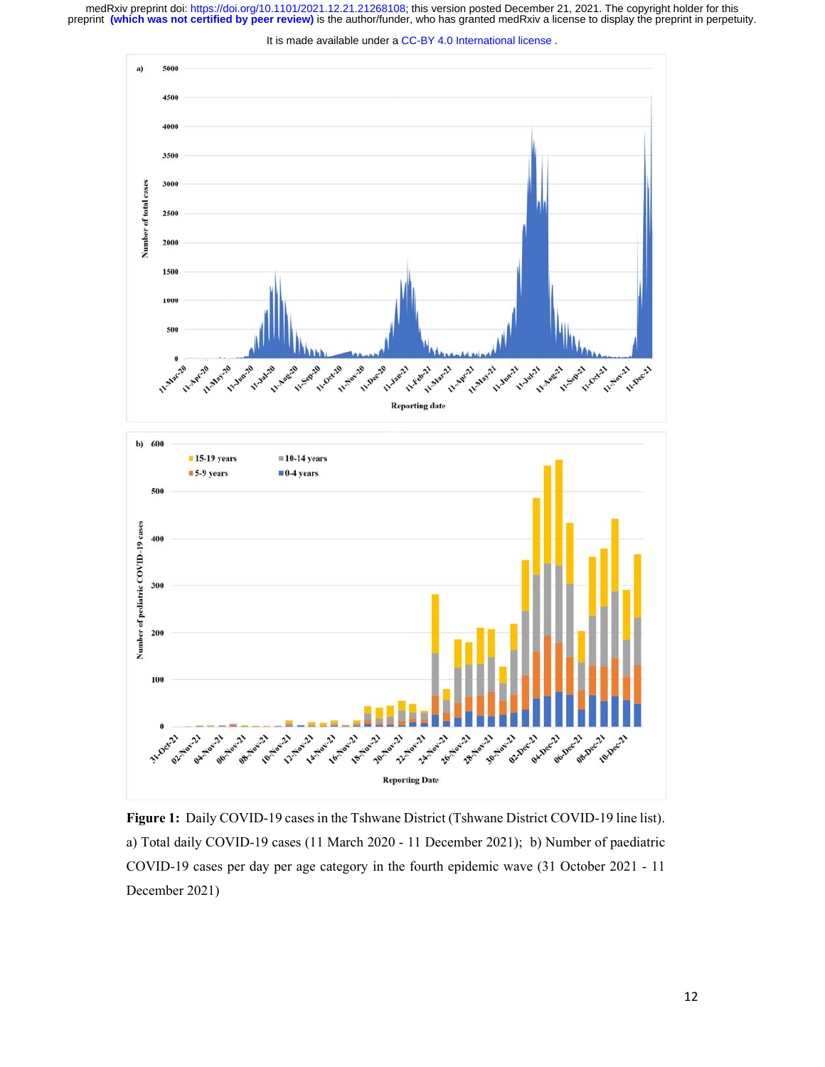**Figure 1:** Daily COVID-19 cases in the Tshwane District (Tshwane District COVID-19 line list). a) Total daily COVID-19 cases (11 March 2020 - 11 December 2021); b) Number of paediatric COVID-19 cases per day per age category in the fourth epidemic wave (31 October 2021 - 11 December 2021)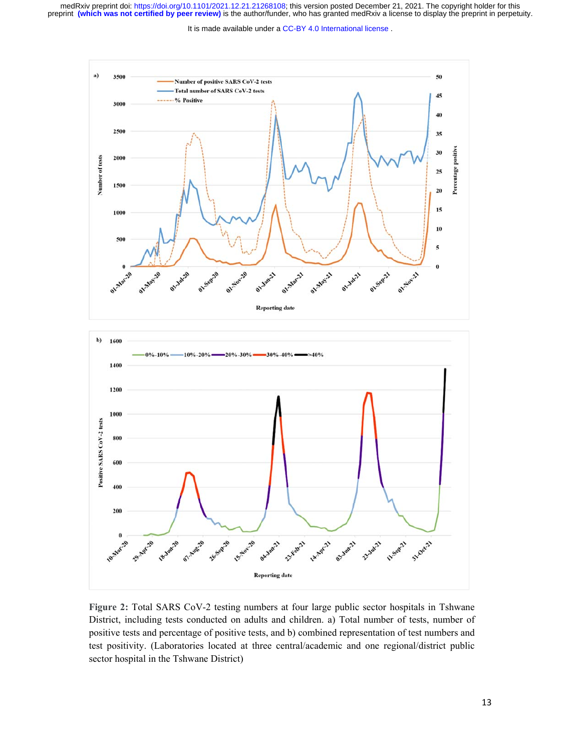**Figure 2:** Total SARS CoV-2 testing numbers at four large public sector hospitals in Tshwane District, including tests conducted on adults and children. a) Total number of tests, number of positive tests and percentage of positive tests, and b) combined representation of test numbers and test positivity. (Laboratories located at three central/academic and one regional/district public sector hospital in the Tshwane District)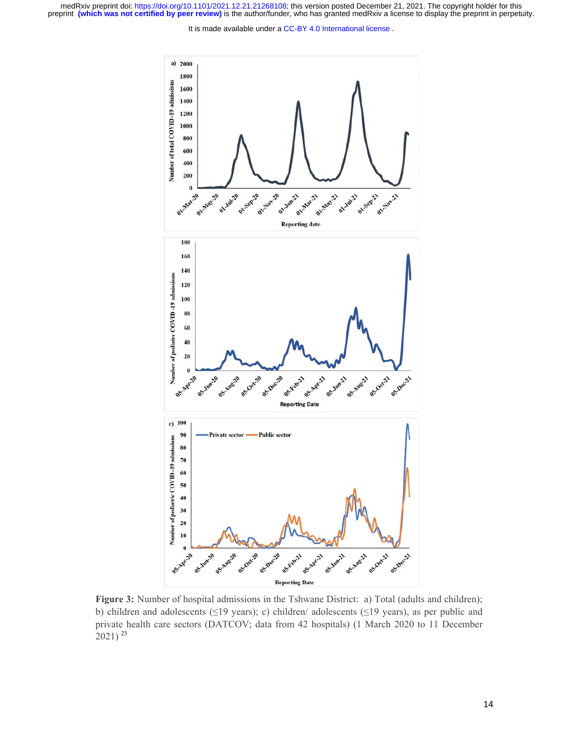**Figure 3:** Number of hospital admissions in the Tshwane District: a) Total (adults and children); b) children and adolescents (≤19 years); c) children/ adolescents (≤19 years), as per public and private health care sectors (DATCOV; data from 42 hospitals) (1 March 2020 to 11 December 2021) [23]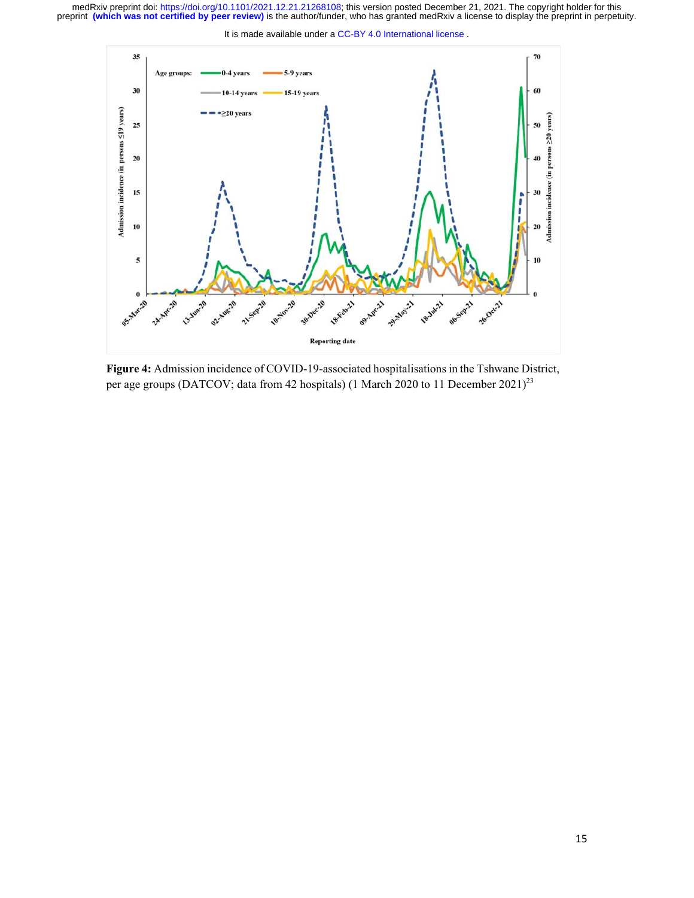**Figure 4:** Admission incidence of COVID-19-associated hospitalisations in the Tshwane District, per age groups (DATCOV; data from 42 hospitals) (1 March 2020 to 11 December 2021)[23]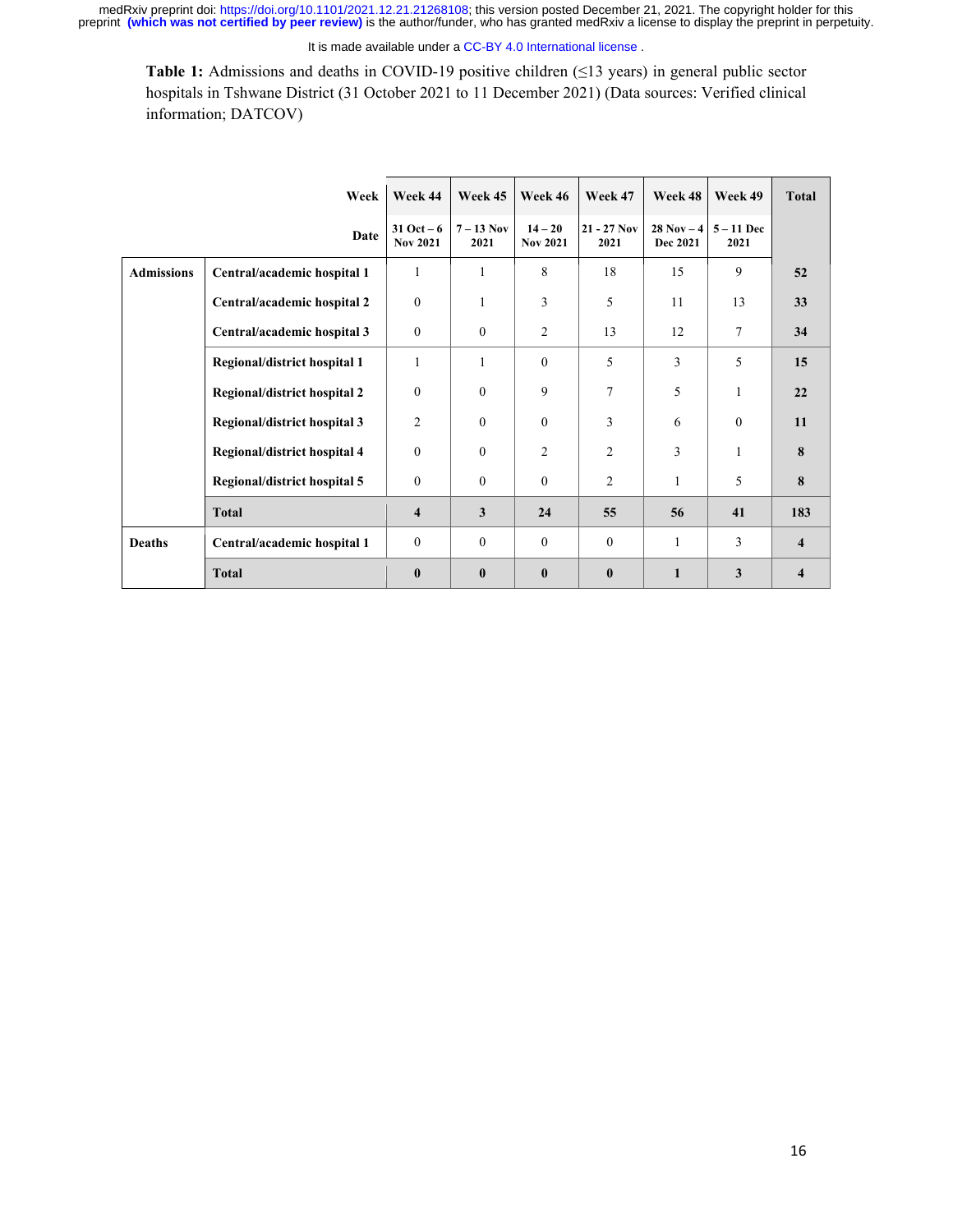**Table 1:** Admissions and deaths in COVID-19 positive children (≤13 years) in general public sector hospitals in Tshwane District (31 October 2021 to 11 December 2021) (Data sources: Verified clinical information; DATCOV)

| | Week | Week 44 | Week 45 | Week 46 | Week 47 | Week 48 | Week 49 | Total |
|---|---|---|---|---|---|---|---|---|
| | Date | 31 Oct – 6 Nov 2021 | 7 – 13 Nov 2021 | 14 – 20 Nov 2021 | 21 - 27 Nov 2021 | 28 Nov – 4 Dec 2021 | 5 – 11 Dec 2021 | |
| **Admissions** | **Central/academic hospital 1** | 1 | 1 | 8 | 18 | 15 | 9 | **52** |
| | **Central/academic hospital 2** | 0 | 1 | 3 | 5 | 11 | 13 | **33** |
| | **Central/academic hospital 3** | 0 | 0 | 2 | 13 | 12 | 7 | **34** |
| | **Regional/district hospital 1** | 1 | 1 | 0 | 5 | 3 | 5 | **15** |
| | **Regional/district hospital 2** | 0 | 0 | 9 | 7 | 5 | 1 | **22** |
| | **Regional/district hospital 3** | 2 | 0 | 0 | 3 | 6 | 0 | **11** |
| | **Regional/district hospital 4** | 0 | 0 | 2 | 2 | 3 | 1 | **8** |
| | **Regional/district hospital 5** | 0 | 0 | 0 | 2 | 1 | 5 | **8** |
| | **Total** | **4** | **3** | **24** | **55** | **56** | **41** | **183** |
| **Deaths** | **Central/academic hospital 1** | 0 | 0 | 0 | 0 | 1 | 3 | **4** |
| | **Total** | **0** | **0** | **0** | **0** | **1** | **3** | **4** |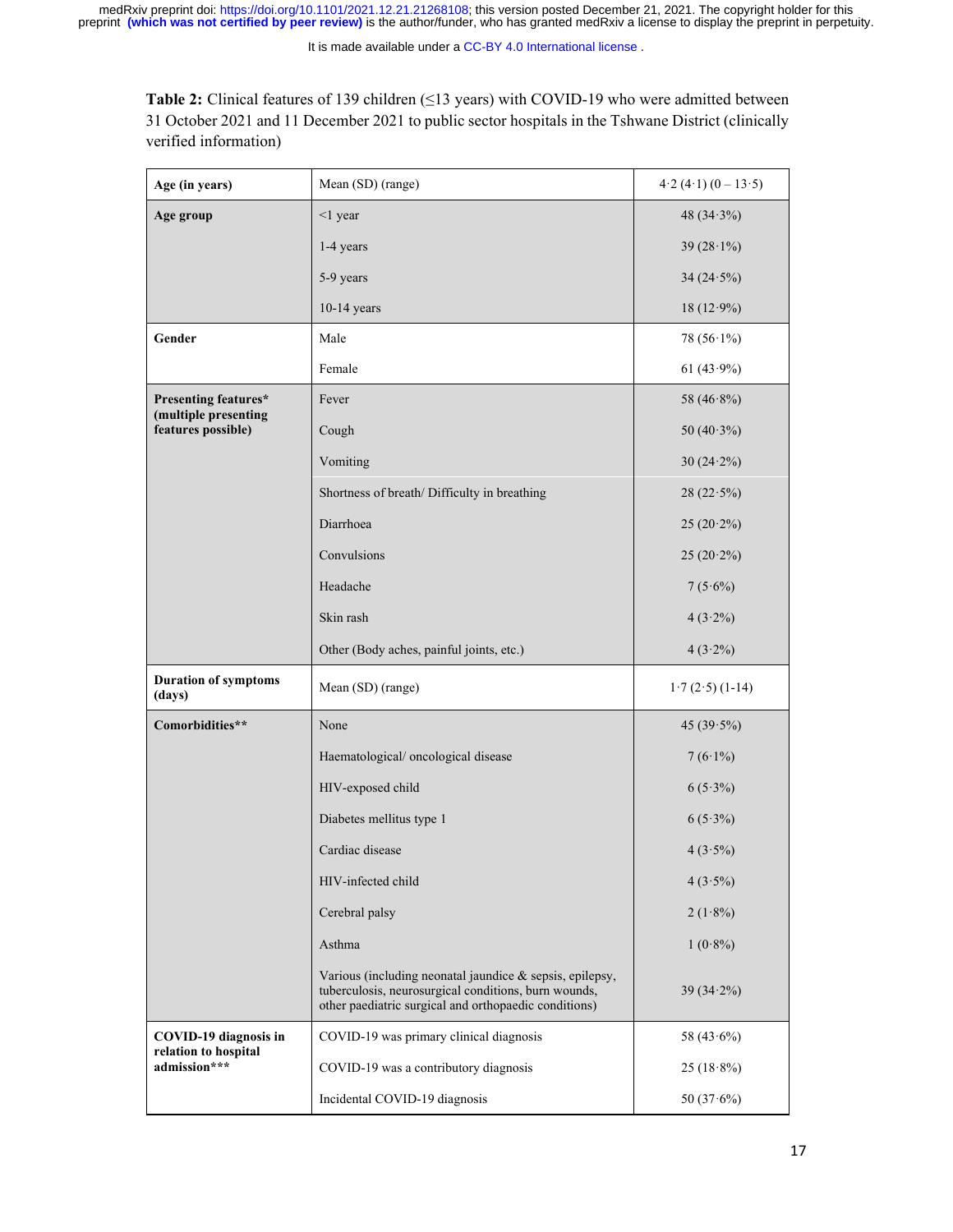**Table 2:** Clinical features of 139 children (≤13 years) with COVID-19 who were admitted between 31 October 2021 and 11 December 2021 to public sector hospitals in the Tshwane District (clinically verified information)

| | | |
|---|---|---|
| **Age (in years)** | Mean (SD) (range) | 4·2 (4·1) (0 – 13·5) |
| **Age group** | <1 year | 48 (34·3%) |
| | 1-4 years | 39 (28·1%) |
| | 5-9 years | 34 (24·5%) |
| | 10-14 years | 18 (12·9%) |
| **Gender** | Male | 78 (56·1%) |
| | Female | 61 (43·9%) |
| **Presenting features\* (multiple presenting features possible)** | Fever | 58 (46·8%) |
| | Cough | 50 (40·3%) |
| | Vomiting | 30 (24·2%) |
| | Shortness of breath/ Difficulty in breathing | 28 (22·5%) |
| | Diarrhoea | 25 (20·2%) |
| | Convulsions | 25 (20·2%) |
| | Headache | 7 (5·6%) |
| | Skin rash | 4 (3·2%) |
| | Other (Body aches, painful joints, etc.) | 4 (3·2%) |
| **Duration of symptoms (days)** | Mean (SD) (range) | 1·7 (2·5) (1-14) |
| **Comorbidities\*\*** | None | 45 (39·5%) |
| | Haematological/ oncological disease | 7 (6·1%) |
| | HIV-exposed child | 6 (5·3%) |
| | Diabetes mellitus type 1 | 6 (5·3%) |
| | Cardiac disease | 4 (3·5%) |
| | HIV-infected child | 4 (3·5%) |
| | Cerebral palsy | 2 (1·8%) |
| | Asthma | 1 (0·8%) |
| | Various (including neonatal jaundice & sepsis, epilepsy, tuberculosis, neurosurgical conditions, burn wounds, other paediatric surgical and orthopaedic conditions) | 39 (34·2%) |
| **COVID-19 diagnosis in relation to hospital admission\*\*\*** | COVID-19 was primary clinical diagnosis | 58 (43·6%) |
| | COVID-19 was a contributory diagnosis | 25 (18·8%) |
| | Incidental COVID-19 diagnosis | 50 (37·6%) |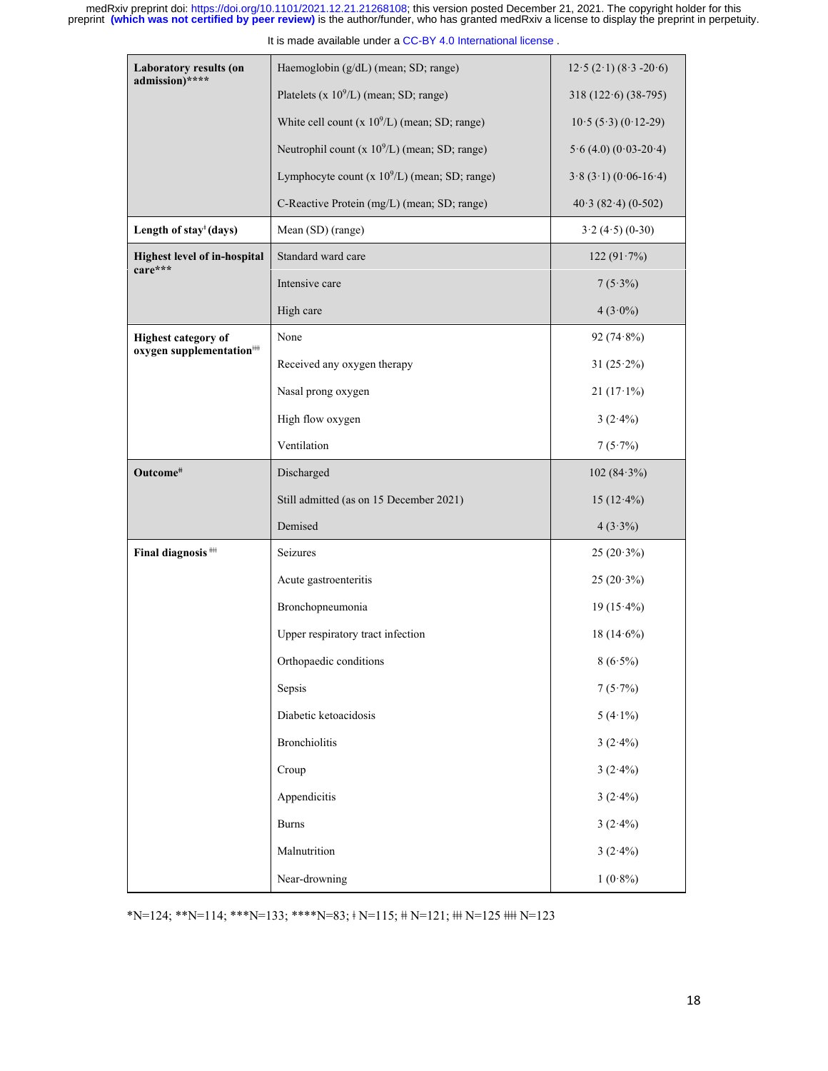| | | |
|---|---|---|
| **Laboratory results (on admission)**** | Haemoglobin (g/dL) (mean; SD; range) | 12·5 (2·1) (8·3 -20·6) |
| | Platelets (x $10^9$/L) (mean; SD; range) | 318 (122·6) (38-795) |
| | White cell count (x $10^9$/L) (mean; SD; range) | 10·5 (5·3) (0·12-29) |
| | Neutrophil count (x $10^9$/L) (mean; SD; range) | 5·6 (4.0) (0·03-20·4) |
| | Lymphocyte count (x $10^9$/L) (mean; SD; range) | 3·8 (3·1) (0·06-16·4) |
| | C-Reactive Protein (mg/L) (mean; SD; range) | 40·3 (82·4) (0-502) |
| **Length of stay**ǂ **(days)** | Mean (SD) (range) | 3·2 (4·5) (0-30) |
| **Highest level of in-hospital care***** | Standard ward care | 122 (91·7%) |
| | Intensive care | 7 (5·3%) |
| | High care | 4 (3·0%) |
| **Highest category of oxygen supplementation**ǂǂǂ | None | 92 (74·8%) |
| | Received any oxygen therapy | 31 (25·2%) |
| | Nasal prong oxygen | 21 (17·1%) |
| | High flow oxygen | 3 (2·4%) |
| | Ventilation | 7 (5·7%) |
| **Outcome**ǂǂ | Discharged | 102 (84·3%) |
| | Still admitted (as on 15 December 2021) | 15 (12·4%) |
| | Demised | 4 (3·3%) |
| **Final diagnosis** ǂǂǂǂ | Seizures | 25 (20·3%) |
| | Acute gastroenteritis | 25 (20·3%) |
| | Bronchopneumonia | 19 (15·4%) |
| | Upper respiratory tract infection | 18 (14·6%) |
| | Orthopaedic conditions | 8 (6·5%) |
| | Sepsis | 7 (5·7%) |
| | Diabetic ketoacidosis | 5 (4·1%) |
| | Bronchiolitis | 3 (2·4%) |
| | Croup | 3 (2·4%) |
| | Appendicitis | 3 (2·4%) |
| | Burns | 3 (2·4%) |
| | Malnutrition | 3 (2·4%) |
| | Near-drowning | 1 (0·8%) |

*N=124; **N=114; ***N=133; ****N=83; ǂ N=115; ǂǂ N=121; ǂǂǂ N=125 ǂǂǂǂ N=123